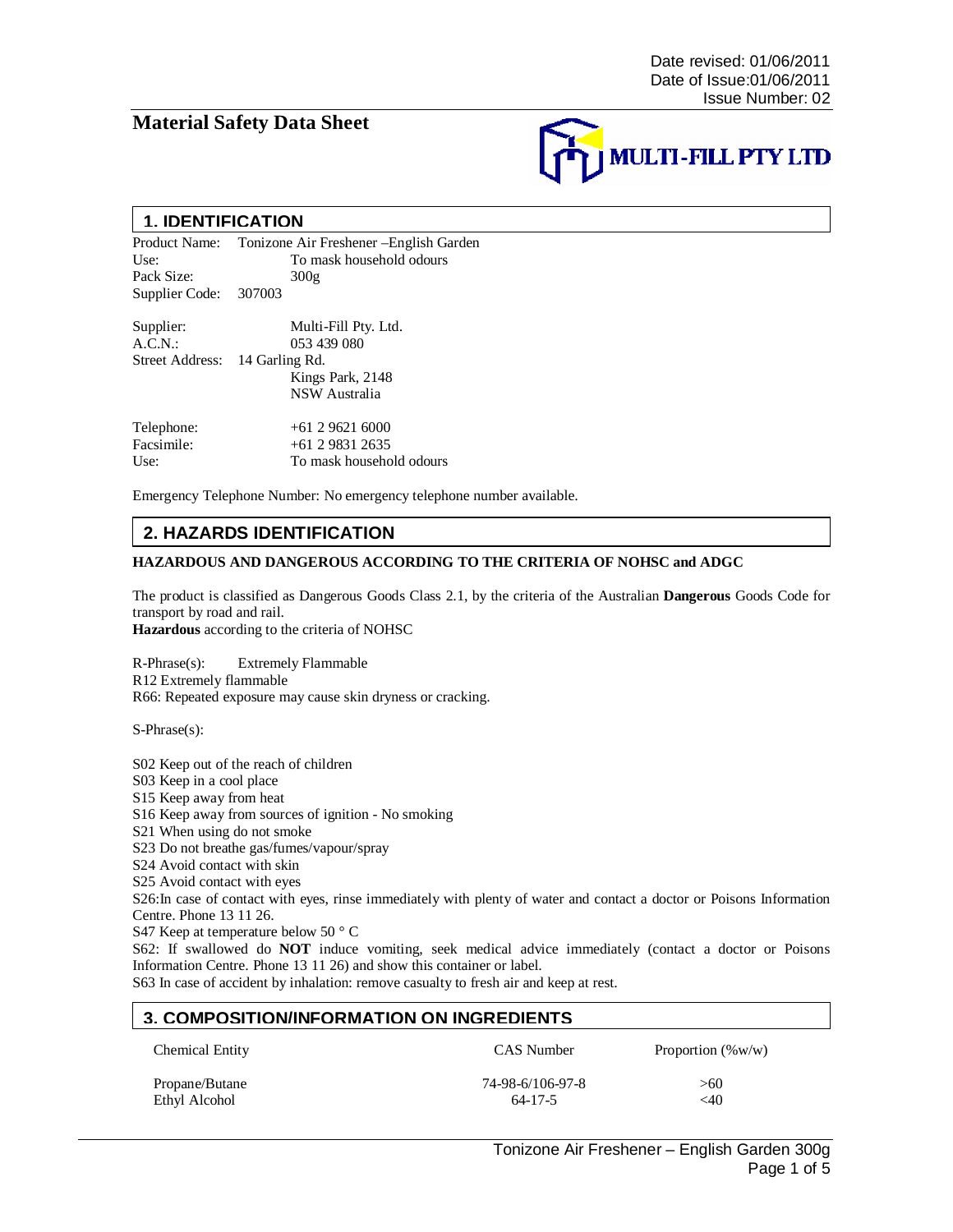Date revised: 01/06/2011
Date of Issue:01/06/2011
Issue Number: 02

# Material Safety Data Sheet

MULTI-FILL PTY LTD

## 1. IDENTIFICATION

Product Name: Tonizone Air Freshener –English Garden
Use: To mask household odours
Pack Size: 300g
Supplier Code: 307003

Supplier: Multi-Fill Pty. Ltd.
A.C.N.: 053 439 080
Street Address: 14 Garling Rd.
Kings Park, 2148
NSW Australia

Telephone: +61 2 9621 6000
Facsimile: +61 2 9831 2635
Use: To mask household odours

Emergency Telephone Number: No emergency telephone number available.

## 2. HAZARDS IDENTIFICATION

**HAZARDOUS AND DANGEROUS ACCORDING TO THE CRITERIA OF NOHSC and ADGC**

The product is classified as Dangerous Goods Class 2.1, by the criteria of the Australian **Dangerous** Goods Code for transport by road and rail.
**Hazardous** according to the criteria of NOHSC

R-Phrase(s): Extremely Flammable
R12 Extremely flammable
R66: Repeated exposure may cause skin dryness or cracking.

S-Phrase(s):

S02 Keep out of the reach of children
S03 Keep in a cool place
S15 Keep away from heat
S16 Keep away from sources of ignition - No smoking
S21 When using do not smoke
S23 Do not breathe gas/fumes/vapour/spray
S24 Avoid contact with skin
S25 Avoid contact with eyes
S26:In case of contact with eyes, rinse immediately with plenty of water and contact a doctor or Poisons Information Centre. Phone 13 11 26.
S47 Keep at temperature below 50 ° C
S62: If swallowed do **NOT** induce vomiting, seek medical advice immediately (contact a doctor or Poisons Information Centre. Phone 13 11 26) and show this container or label.
S63 In case of accident by inhalation: remove casualty to fresh air and keep at rest.

## 3. COMPOSITION/INFORMATION ON INGREDIENTS

| Chemical Entity | CAS Number | Proportion (%w/w) |
|---|---|---|
| Propane/Butane | 74-98-6/106-97-8 | >60 |
| Ethyl Alcohol | 64-17-5 | <40 |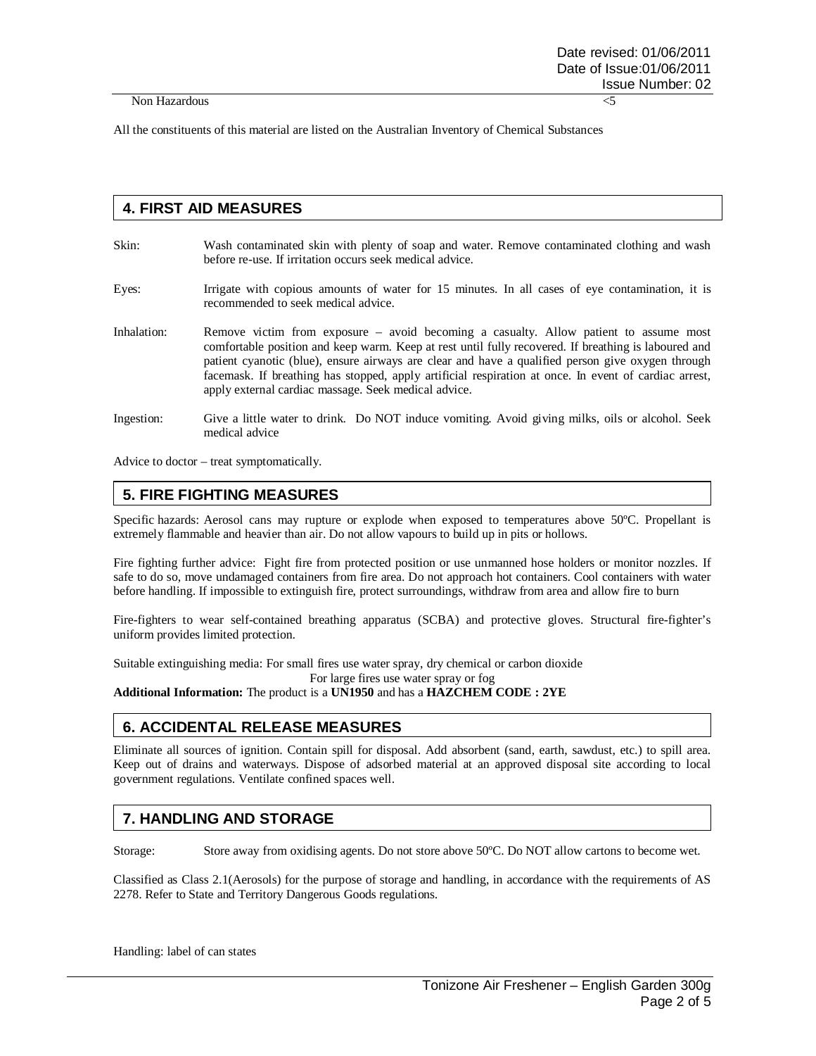| Non Hazardous | <5 |
|---|---|

All the constituents of this material are listed on the Australian Inventory of Chemical Substances

## 4. FIRST AID MEASURES

Skin: Wash contaminated skin with plenty of soap and water. Remove contaminated clothing and wash before re-use. If irritation occurs seek medical advice.

Eyes: Irrigate with copious amounts of water for 15 minutes. In all cases of eye contamination, it is recommended to seek medical advice.

Inhalation: Remove victim from exposure – avoid becoming a casualty. Allow patient to assume most comfortable position and keep warm. Keep at rest until fully recovered. If breathing is laboured and patient cyanotic (blue), ensure airways are clear and have a qualified person give oxygen through facemask. If breathing has stopped, apply artificial respiration at once. In event of cardiac arrest, apply external cardiac massage. Seek medical advice.

Ingestion: Give a little water to drink. Do NOT induce vomiting. Avoid giving milks, oils or alcohol. Seek medical advice

Advice to doctor – treat symptomatically.

## 5. FIRE FIGHTING MEASURES

Specific hazards: Aerosol cans may rupture or explode when exposed to temperatures above 50ºC. Propellant is extremely flammable and heavier than air. Do not allow vapours to build up in pits or hollows.

Fire fighting further advice: Fight fire from protected position or use unmanned hose holders or monitor nozzles. If safe to do so, move undamaged containers from fire area. Do not approach hot containers. Cool containers with water before handling. If impossible to extinguish fire, protect surroundings, withdraw from area and allow fire to burn

Fire-fighters to wear self-contained breathing apparatus (SCBA) and protective gloves. Structural fire-fighter's uniform provides limited protection.

Suitable extinguishing media: For small fires use water spray, dry chemical or carbon dioxide
For large fires use water spray or fog

**Additional Information:** The product is a **UN1950** and has a **HAZCHEM CODE : 2YE**

## 6. ACCIDENTAL RELEASE MEASURES

Eliminate all sources of ignition. Contain spill for disposal. Add absorbent (sand, earth, sawdust, etc.) to spill area. Keep out of drains and waterways. Dispose of adsorbed material at an approved disposal site according to local government regulations. Ventilate confined spaces well.

## 7. HANDLING AND STORAGE

Storage: Store away from oxidising agents. Do not store above 50ºC. Do NOT allow cartons to become wet.

Classified as Class 2.1(Aerosols) for the purpose of storage and handling, in accordance with the requirements of AS 2278. Refer to State and Territory Dangerous Goods regulations.

Handling: label of can states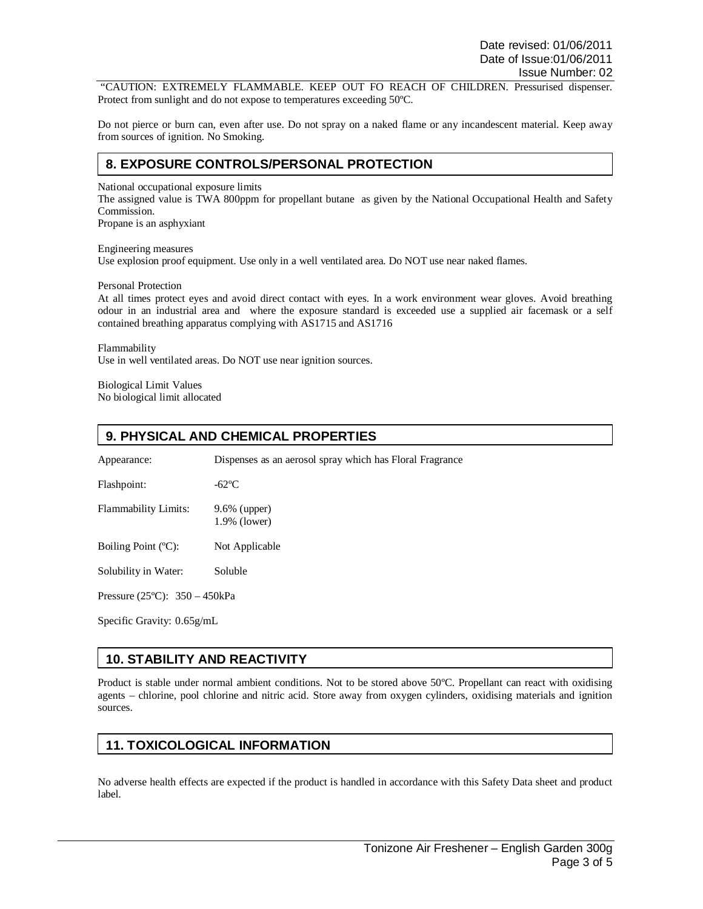"CAUTION: EXTREMELY FLAMMABLE. KEEP OUT FO REACH OF CHILDREN. Pressurised dispenser. Protect from sunlight and do not expose to temperatures exceeding 50ºC.

Do not pierce or burn can, even after use. Do not spray on a naked flame or any incandescent material. Keep away from sources of ignition. No Smoking.

## 8. EXPOSURE CONTROLS/PERSONAL PROTECTION

National occupational exposure limits
The assigned value is TWA 800ppm for propellant butane as given by the National Occupational Health and Safety Commission.
Propane is an asphyxiant

Engineering measures
Use explosion proof equipment. Use only in a well ventilated area. Do NOT use near naked flames.

Personal Protection
At all times protect eyes and avoid direct contact with eyes. In a work environment wear gloves. Avoid breathing odour in an industrial area and where the exposure standard is exceeded use a supplied air facemask or a self contained breathing apparatus complying with AS1715 and AS1716

Flammability
Use in well ventilated areas. Do NOT use near ignition sources.

Biological Limit Values
No biological limit allocated

## 9. PHYSICAL AND CHEMICAL PROPERTIES

| | |
|---|---|
| Appearance: | Dispenses as an aerosol spray which has Floral Fragrance |
| Flashpoint: | -62ºC |
| Flammability Limits: | 9.6% (upper)<br>1.9% (lower) |
| Boiling Point (ºC): | Not Applicable |
| Solubility in Water: | Soluble |

Pressure (25ºC): 350 – 450kPa

Specific Gravity: 0.65g/mL

## 10. STABILITY AND REACTIVITY

Product is stable under normal ambient conditions. Not to be stored above 50ºC. Propellant can react with oxidising agents – chlorine, pool chlorine and nitric acid. Store away from oxygen cylinders, oxidising materials and ignition sources.

## 11. TOXICOLOGICAL INFORMATION

No adverse health effects are expected if the product is handled in accordance with this Safety Data sheet and product label.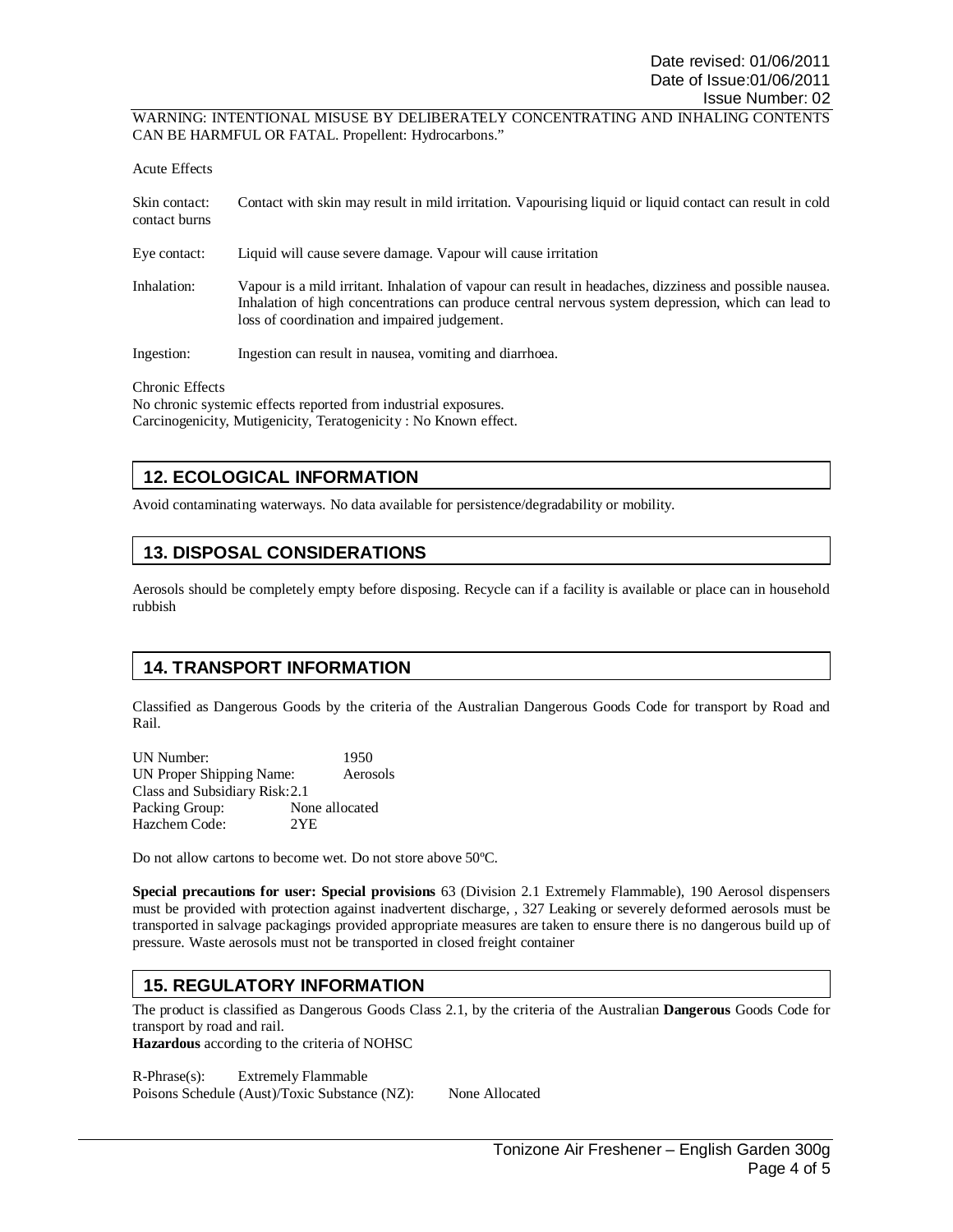WARNING: INTENTIONAL MISUSE BY DELIBERATELY CONCENTRATING AND INHALING CONTENTS CAN BE HARMFUL OR FATAL. Propellent: Hydrocarbons."

Acute Effects

Skin contact: Contact with skin may result in mild irritation. Vapourising liquid or liquid contact can result in cold contact burns

Eye contact: Liquid will cause severe damage. Vapour will cause irritation

Inhalation: Vapour is a mild irritant. Inhalation of vapour can result in headaches, dizziness and possible nausea. Inhalation of high concentrations can produce central nervous system depression, which can lead to loss of coordination and impaired judgement.

Ingestion: Ingestion can result in nausea, vomiting and diarrhoea.

Chronic Effects
No chronic systemic effects reported from industrial exposures.
Carcinogenicity, Mutigenicity, Teratogenicity : No Known effect.

## 12. ECOLOGICAL INFORMATION

Avoid contaminating waterways. No data available for persistence/degradability or mobility.

## 13. DISPOSAL CONSIDERATIONS

Aerosols should be completely empty before disposing. Recycle can if a facility is available or place can in household rubbish

## 14. TRANSPORT INFORMATION

Classified as Dangerous Goods by the criteria of the Australian Dangerous Goods Code for transport by Road and Rail.

UN Number: 1950
UN Proper Shipping Name: Aerosols
Class and Subsidiary Risk: 2.1
Packing Group: None allocated
Hazchem Code: 2YE

Do not allow cartons to become wet. Do not store above 50ºC.

**Special precautions for user: Special provisions** 63 (Division 2.1 Extremely Flammable), 190 Aerosol dispensers must be provided with protection against inadvertent discharge, , 327 Leaking or severely deformed aerosols must be transported in salvage packagings provided appropriate measures are taken to ensure there is no dangerous build up of pressure. Waste aerosols must not be transported in closed freight container

## 15. REGULATORY INFORMATION

The product is classified as Dangerous Goods Class 2.1, by the criteria of the Australian **Dangerous** Goods Code for transport by road and rail.
**Hazardous** according to the criteria of NOHSC

R-Phrase(s): Extremely Flammable
Poisons Schedule (Aust)/Toxic Substance (NZ): None Allocated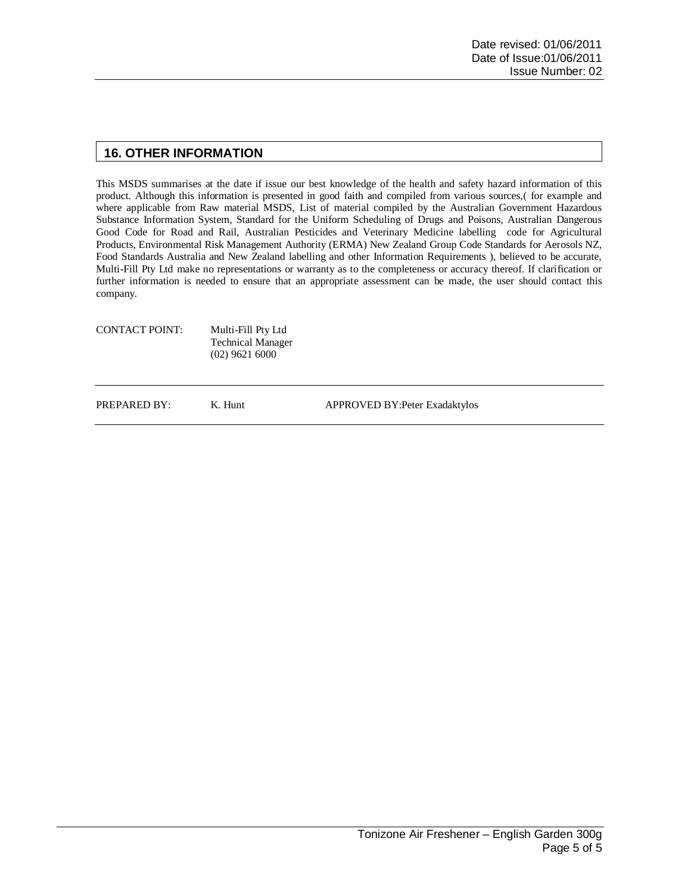## 16. OTHER INFORMATION

This MSDS summarises at the date if issue our best knowledge of the health and safety hazard information of this product. Although this information is presented in good faith and compiled from various sources,( for example and where applicable from Raw material MSDS, List of material compiled by the Australian Government Hazardous Substance Information System, Standard for the Uniform Scheduling of Drugs and Poisons, Australian Dangerous Good Code for Road and Rail, Australian Pesticides and Veterinary Medicine labelling code for Agricultural Products, Environmental Risk Management Authority (ERMA) New Zealand Group Code Standards for Aerosols NZ, Food Standards Australia and New Zealand labelling and other Information Requirements ), believed to be accurate, Multi-Fill Pty Ltd make no representations or warranty as to the completeness or accuracy thereof. If clarification or further information is needed to ensure that an appropriate assessment can be made, the user should contact this company.

CONTACT POINT: Multi-Fill Pty Ltd
Technical Manager
(02) 9621 6000

PREPARED BY: K. Hunt APPROVED BY:Peter Exadaktylos